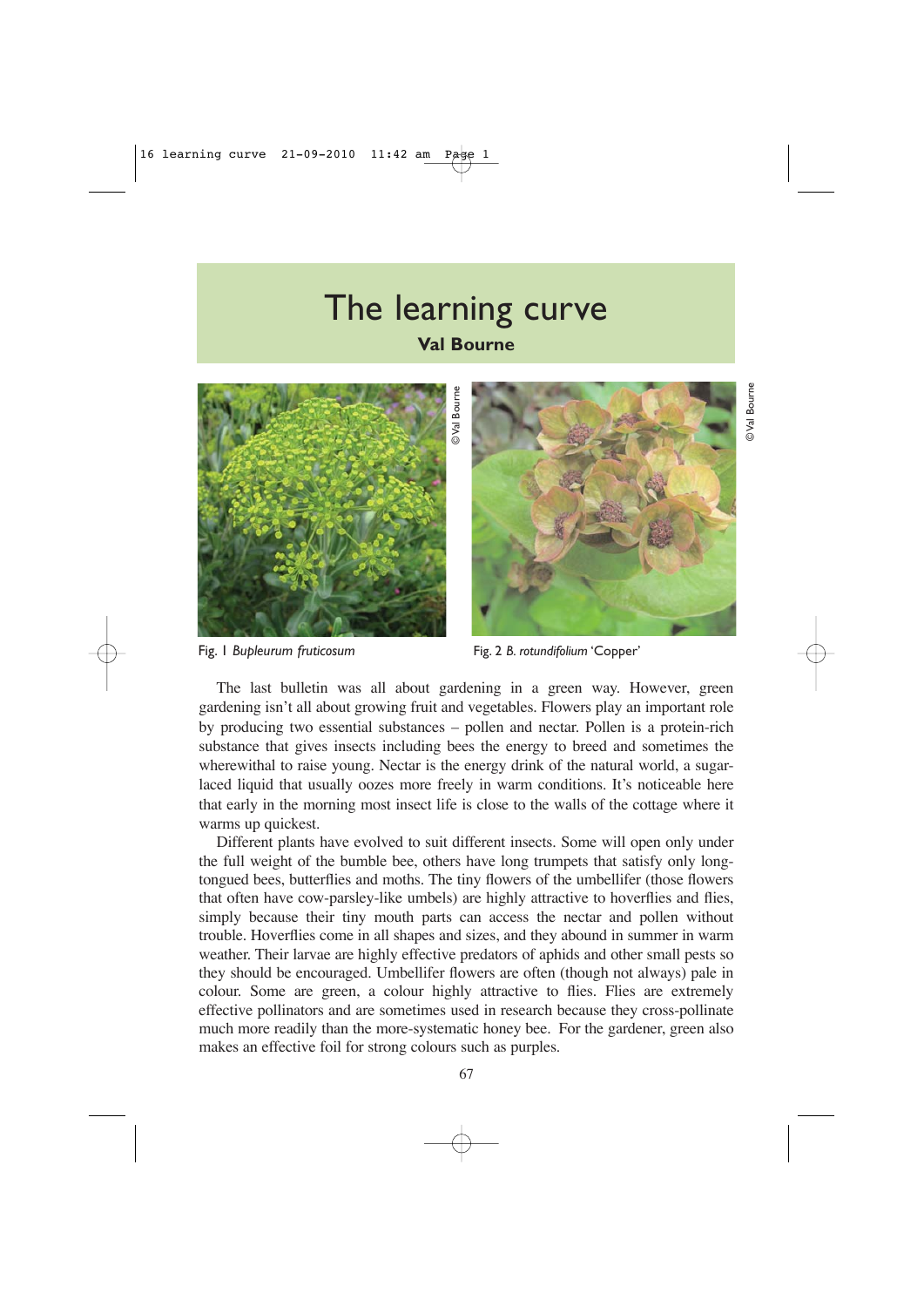# The learning curve

**Val Bourne**

Fig. 1 *Bupleurum fruticosum*

Fig. 2 *B. rotundifolium* 'Copper'

The last bulletin was all about gardening in a green way. However, green gardening isn't all about growing fruit and vegetables. Flowers play an important role by producing two essential substances – pollen and nectar. Pollen is a protein-rich substance that gives insects including bees the energy to breed and sometimes the wherewithal to raise young. Nectar is the energy drink of the natural world, a sugar-laced liquid that usually oozes more freely in warm conditions. It's noticeable here that early in the morning most insect life is close to the walls of the cottage where it warms up quickest.

Different plants have evolved to suit different insects. Some will open only under the full weight of the bumble bee, others have long trumpets that satisfy only long-tongued bees, butterflies and moths. The tiny flowers of the umbellifer (those flowers that often have cow-parsley-like umbels) are highly attractive to hoverflies and flies, simply because their tiny mouth parts can access the nectar and pollen without trouble. Hoverflies come in all shapes and sizes, and they abound in summer in warm weather. Their larvae are highly effective predators of aphids and other small pests so they should be encouraged. Umbellifer flowers are often (though not always) pale in colour. Some are green, a colour highly attractive to flies. Flies are extremely effective pollinators and are sometimes used in research because they cross-pollinate much more readily than the more-systematic honey bee. For the gardener, green also makes an effective foil for strong colours such as purples.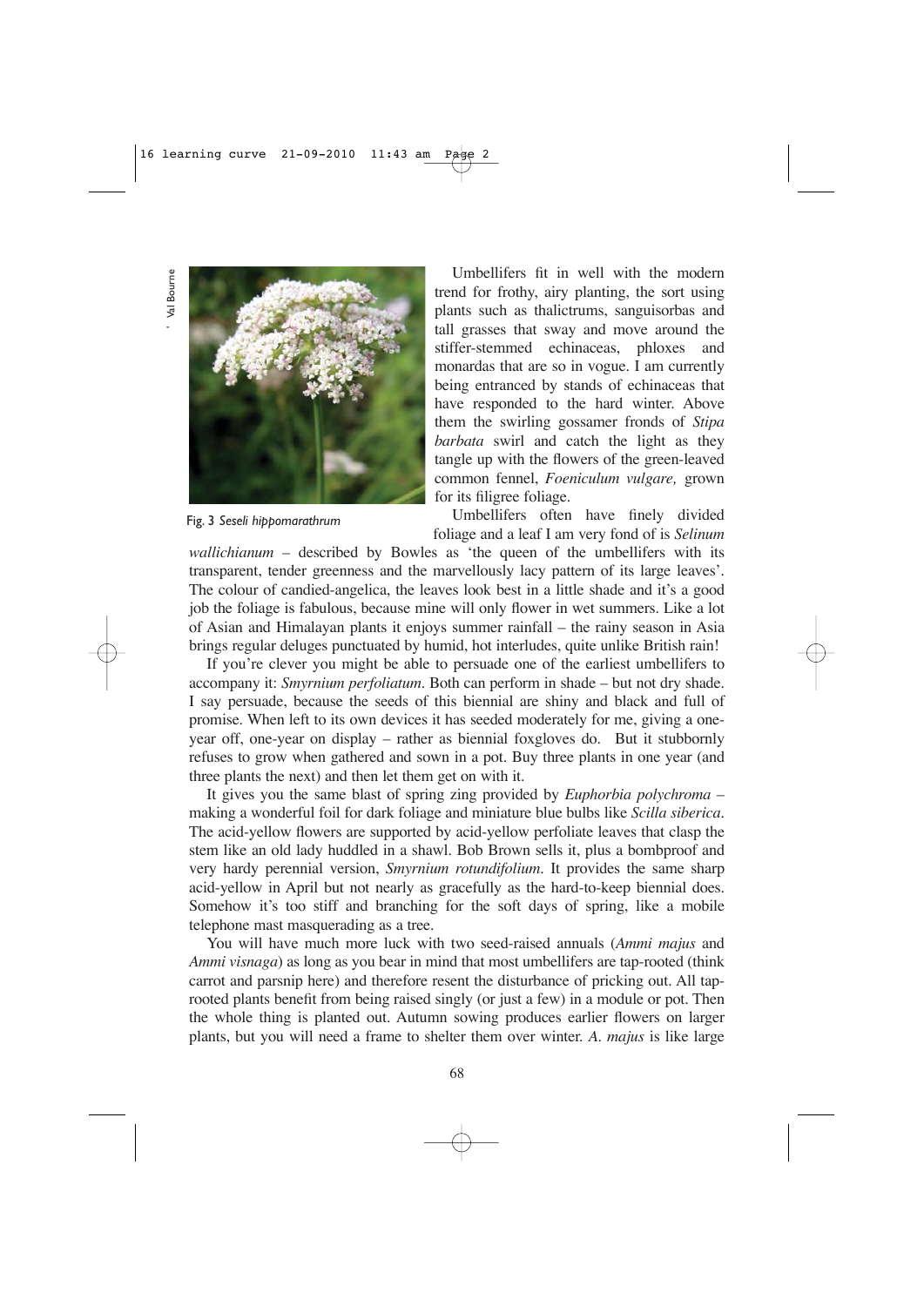Umbellifers fit in well with the modern trend for frothy, airy planting, the sort using plants such as thalictrums, sanguisorbas and tall grasses that sway and move around the stiffer-stemmed echinaceas, phloxes and monardas that are so in vogue. I am currently being entranced by stands of echinaceas that have responded to the hard winter. Above them the swirling gossamer fronds of *Stipa barbata* swirl and catch the light as they tangle up with the flowers of the green-leaved common fennel, *Foeniculum vulgare,* grown for its filigree foliage.

Fig. 3 *Seseli hippomarathrum*

Umbellifers often have finely divided foliage and a leaf I am very fond of is *Selinum wallichianum* – described by Bowles as 'the queen of the umbellifers with its transparent, tender greenness and the marvellously lacy pattern of its large leaves'. The colour of candied-angelica, the leaves look best in a little shade and it's a good job the foliage is fabulous, because mine will only flower in wet summers. Like a lot of Asian and Himalayan plants it enjoys summer rainfall – the rainy season in Asia brings regular deluges punctuated by humid, hot interludes, quite unlike British rain!

If you're clever you might be able to persuade one of the earliest umbellifers to accompany it: *Smyrnium perfoliatum*. Both can perform in shade – but not dry shade. I say persuade, because the seeds of this biennial are shiny and black and full of promise. When left to its own devices it has seeded moderately for me, giving a one-year off, one-year on display – rather as biennial foxgloves do. But it stubbornly refuses to grow when gathered and sown in a pot. Buy three plants in one year (and three plants the next) and then let them get on with it.

It gives you the same blast of spring zing provided by *Euphorbia polychroma* – making a wonderful foil for dark foliage and miniature blue bulbs like *Scilla siberica*. The acid-yellow flowers are supported by acid-yellow perfoliate leaves that clasp the stem like an old lady huddled in a shawl. Bob Brown sells it, plus a bombproof and very hardy perennial version, *Smyrnium rotundifolium*. It provides the same sharp acid-yellow in April but not nearly as gracefully as the hard-to-keep biennial does. Somehow it's too stiff and branching for the soft days of spring, like a mobile telephone mast masquerading as a tree.

You will have much more luck with two seed-raised annuals (*Ammi majus* and *Ammi visnaga*) as long as you bear in mind that most umbellifers are tap-rooted (think carrot and parsnip here) and therefore resent the disturbance of pricking out. All tap-rooted plants benefit from being raised singly (or just a few) in a module or pot. Then the whole thing is planted out. Autumn sowing produces earlier flowers on larger plants, but you will need a frame to shelter them over winter. *A. majus* is like large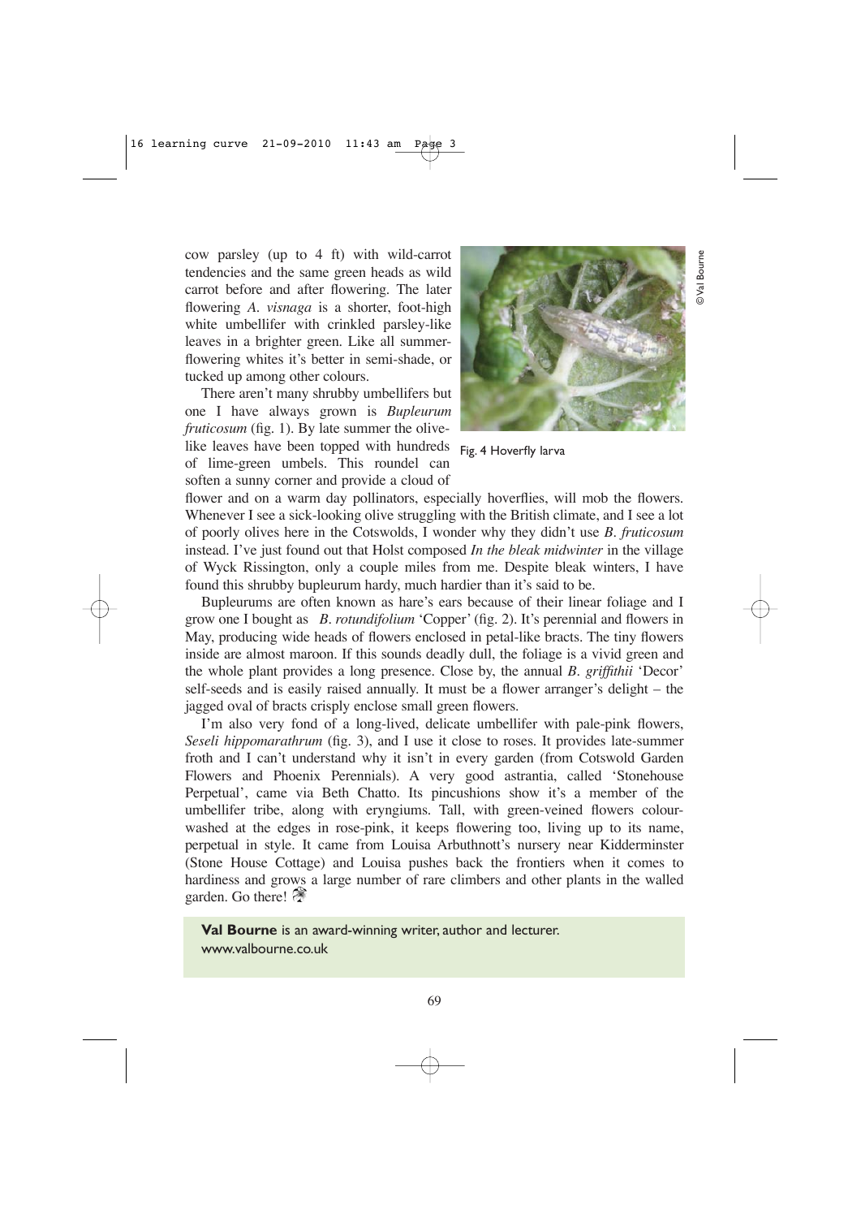cow parsley (up to 4 ft) with wild-carrot tendencies and the same green heads as wild carrot before and after flowering. The later flowering *A. visnaga* is a shorter, foot-high white umbellifer with crinkled parsley-like leaves in a brighter green. Like all summer-flowering whites it's better in semi-shade, or tucked up among other colours.

There aren't many shrubby umbellifers but one I have always grown is *Bupleurum fruticosum* (fig. 1). By late summer the olive-like leaves have been topped with hundreds of lime-green umbels. This roundel can soften a sunny corner and provide a cloud of flower and on a warm day pollinators, especially hoverflies, will mob the flowers. Whenever I see a sick-looking olive struggling with the British climate, and I see a lot of poorly olives here in the Cotswolds, I wonder why they didn't use *B. fruticosum* instead. I've just found out that Holst composed *In the bleak midwinter* in the village of Wyck Rissington, only a couple miles from me. Despite bleak winters, I have found this shrubby bupleurum hardy, much hardier than it's said to be.

Fig. 4 Hoverfly larva

© Val Bourne

Bupleurums are often known as hare's ears because of their linear foliage and I grow one I bought as *B. rotundifolium* 'Copper' (fig. 2). It's perennial and flowers in May, producing wide heads of flowers enclosed in petal-like bracts. The tiny flowers inside are almost maroon. If this sounds deadly dull, the foliage is a vivid green and the whole plant provides a long presence. Close by, the annual *B. griffithii* 'Decor' self-seeds and is easily raised annually. It must be a flower arranger's delight – the jagged oval of bracts crisply enclose small green flowers.

I'm also very fond of a long-lived, delicate umbellifer with pale-pink flowers, *Seseli hippomarathrum* (fig. 3), and I use it close to roses. It provides late-summer froth and I can't understand why it isn't in every garden (from Cotswold Garden Flowers and Phoenix Perennials). A very good astrantia, called 'Stonehouse Perpetual', came via Beth Chatto. Its pincushions show it's a member of the umbellifer tribe, along with eryngiums. Tall, with green-veined flowers colour-washed at the edges in rose-pink, it keeps flowering too, living up to its name, perpetual in style. It came from Louisa Arbuthnott's nursery near Kidderminster (Stone House Cottage) and Louisa pushes back the frontiers when it comes to hardiness and grows a large number of rare climbers and other plants in the walled garden. Go there!

**Val Bourne** is an award-winning writer, author and lecturer.
www.valbourne.co.uk